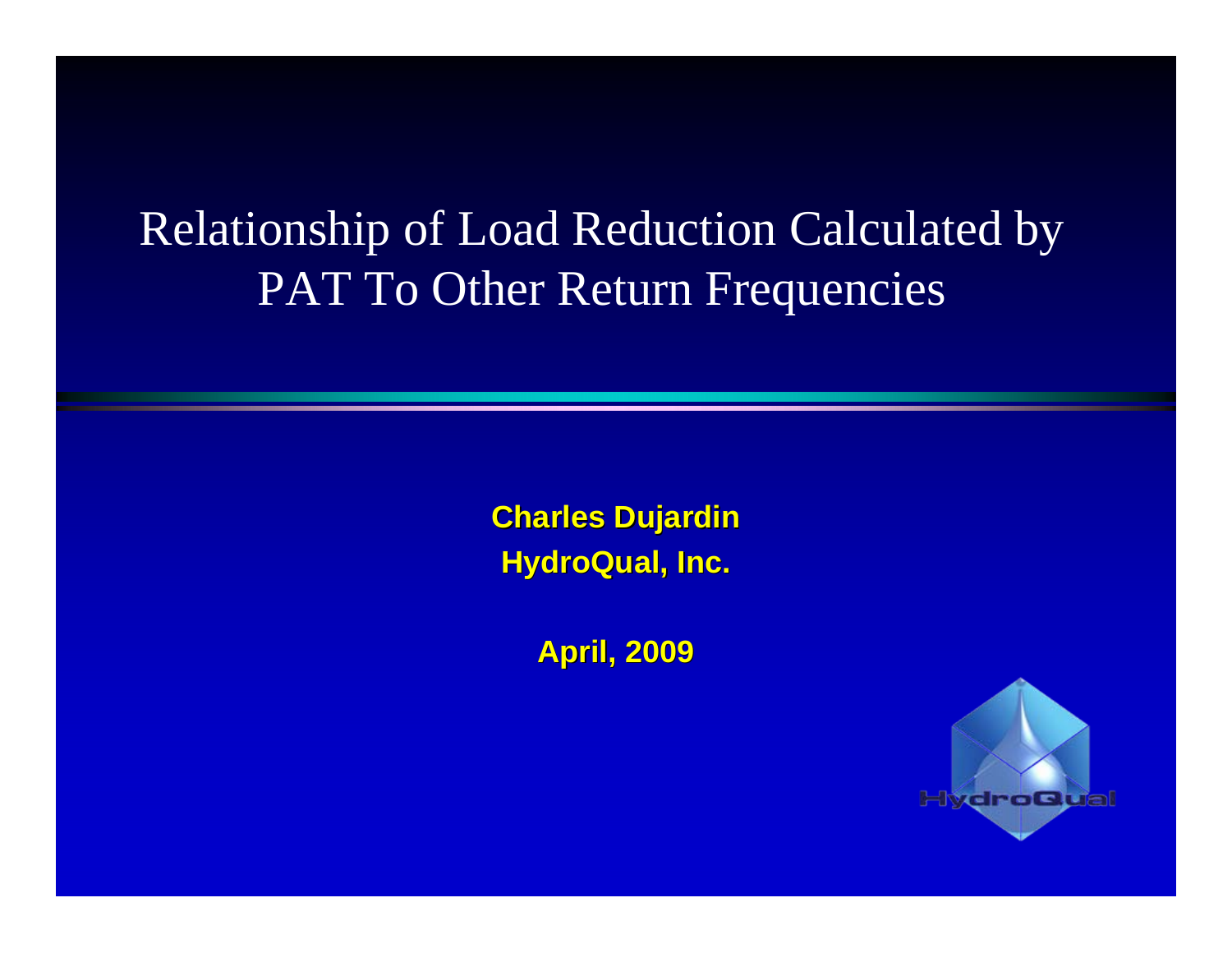# Relationship of Load Reduction Calculated by PAT To Other Return Frequencies

**Charles Dujardin**
**HydroQual, Inc.**

**April, 2009**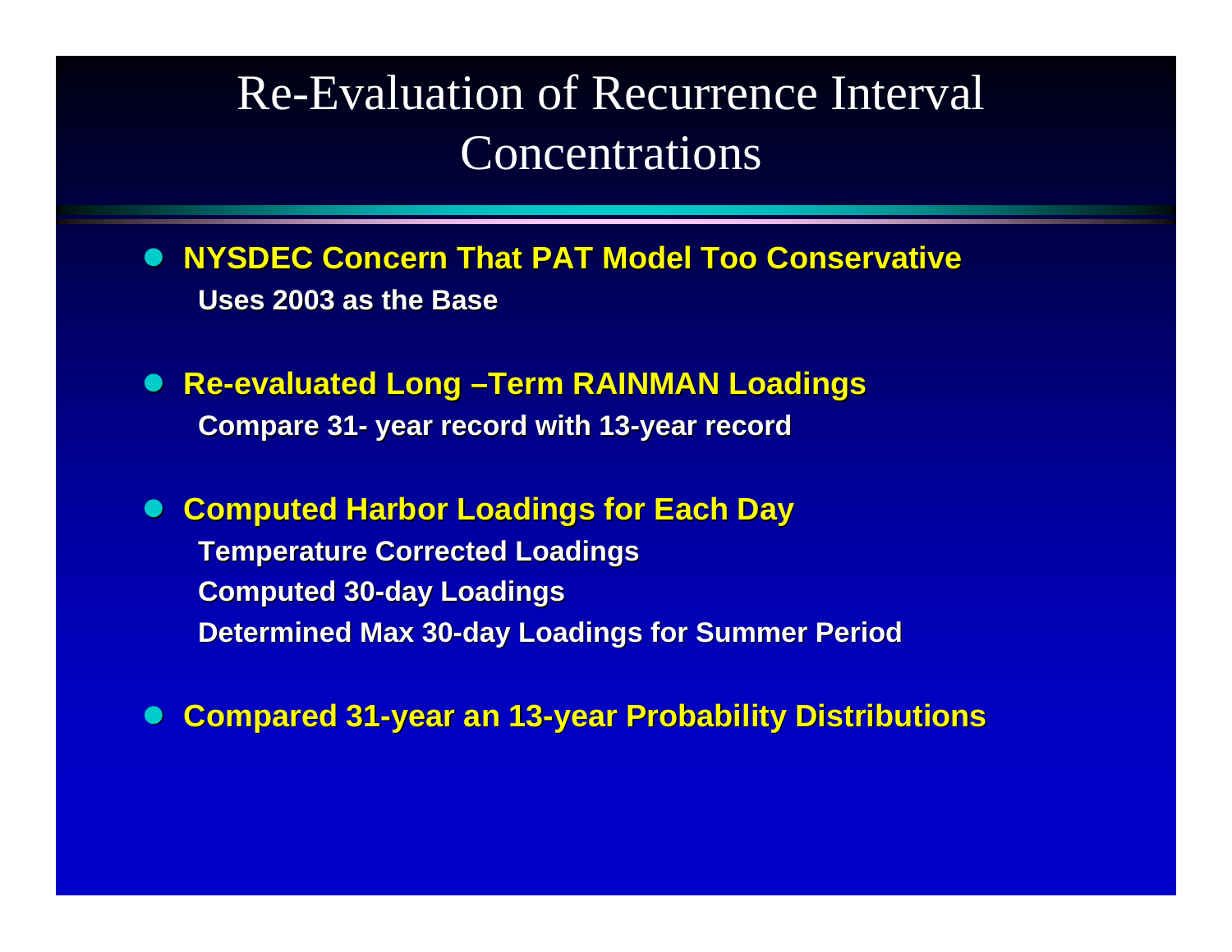# Re-Evaluation of Recurrence Interval Concentrations

- **NYSDEC Concern That PAT Model Too Conservative**
  - **Uses 2003 as the Base**

- **Re-evaluated Long –Term RAINMAN Loadings**
  - **Compare 31- year record with 13-year record**

- **Computed Harbor Loadings for Each Day**
  - **Temperature Corrected Loadings**
  - **Computed 30-day Loadings**
  - **Determined Max 30-day Loadings for Summer Period**

- **Compared 31-year an 13-year Probability Distributions**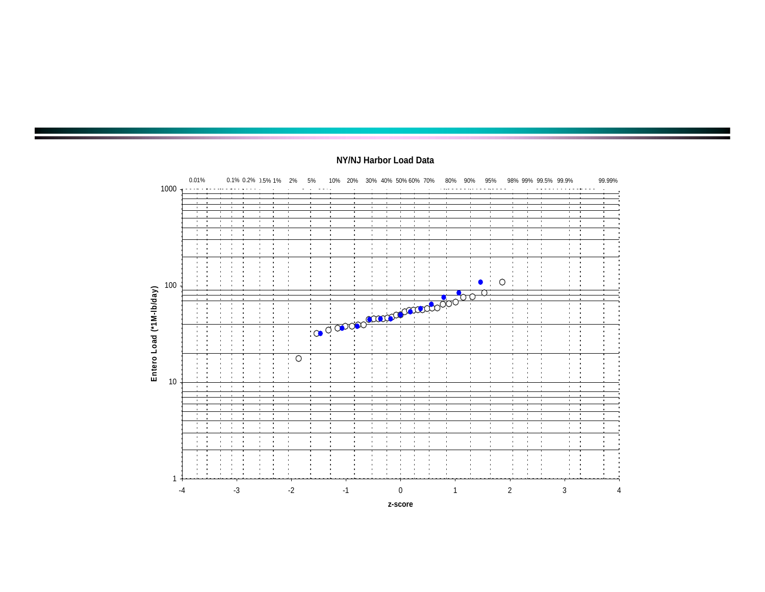## NY/NJ Harbor Load Data

0.01% 0.1% 0.2% 0.5% 1% 2% 5% 10% 20% 30% 40% 50% 60% 70% 80% 90% 95% 98% 99% 99.5% 99.9% 99.99%

Entero Load (*1M-lb/day)

1000

100

10

1

-4 -3 -2 -1 0 1 2 3 4

z-score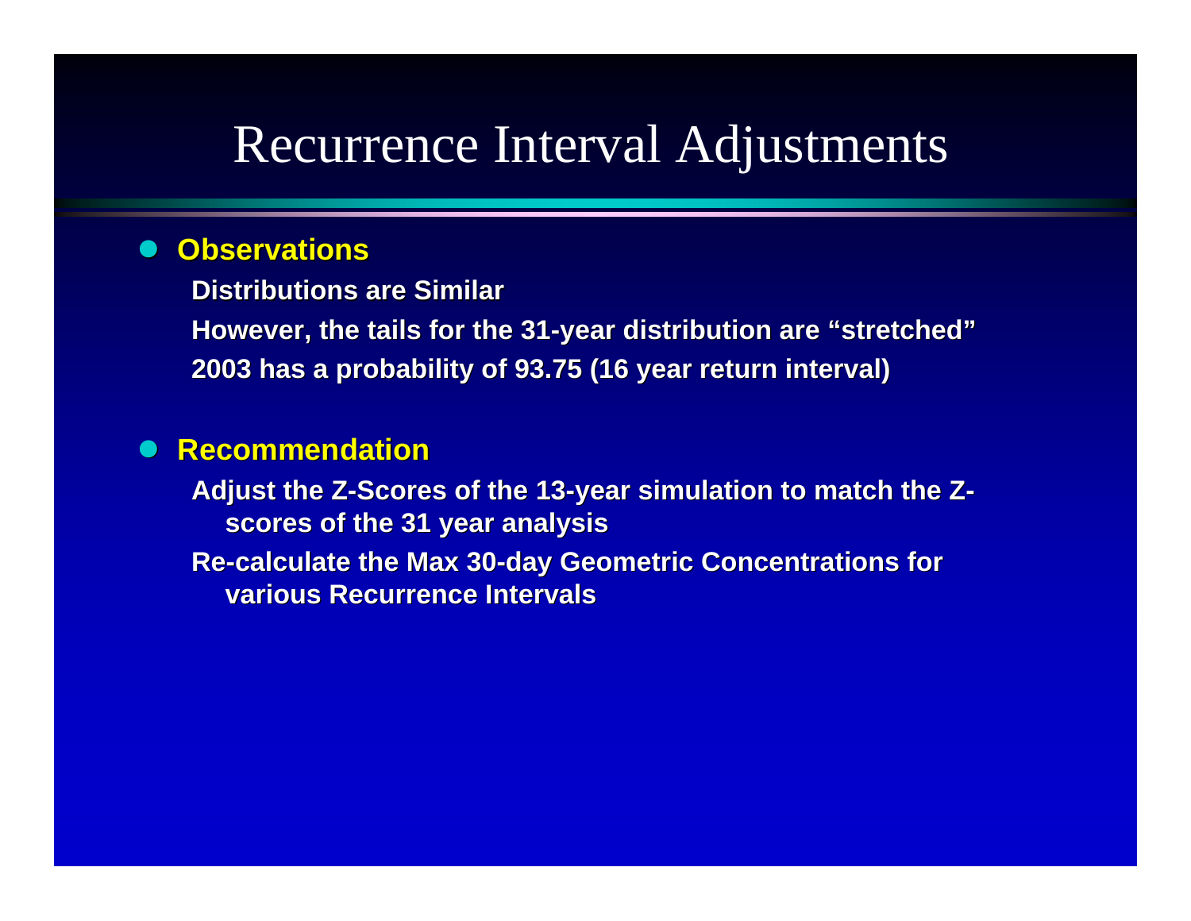# Recurrence Interval Adjustments

- **Observations**
  - Distributions are Similar
  - However, the tails for the 31-year distribution are "stretched"
  - 2003 has a probability of 93.75 (16 year return interval)

- **Recommendation**
  - Adjust the Z-Scores of the 13-year simulation to match the Z-scores of the 31 year analysis
  - Re-calculate the Max 30-day Geometric Concentrations for various Recurrence Intervals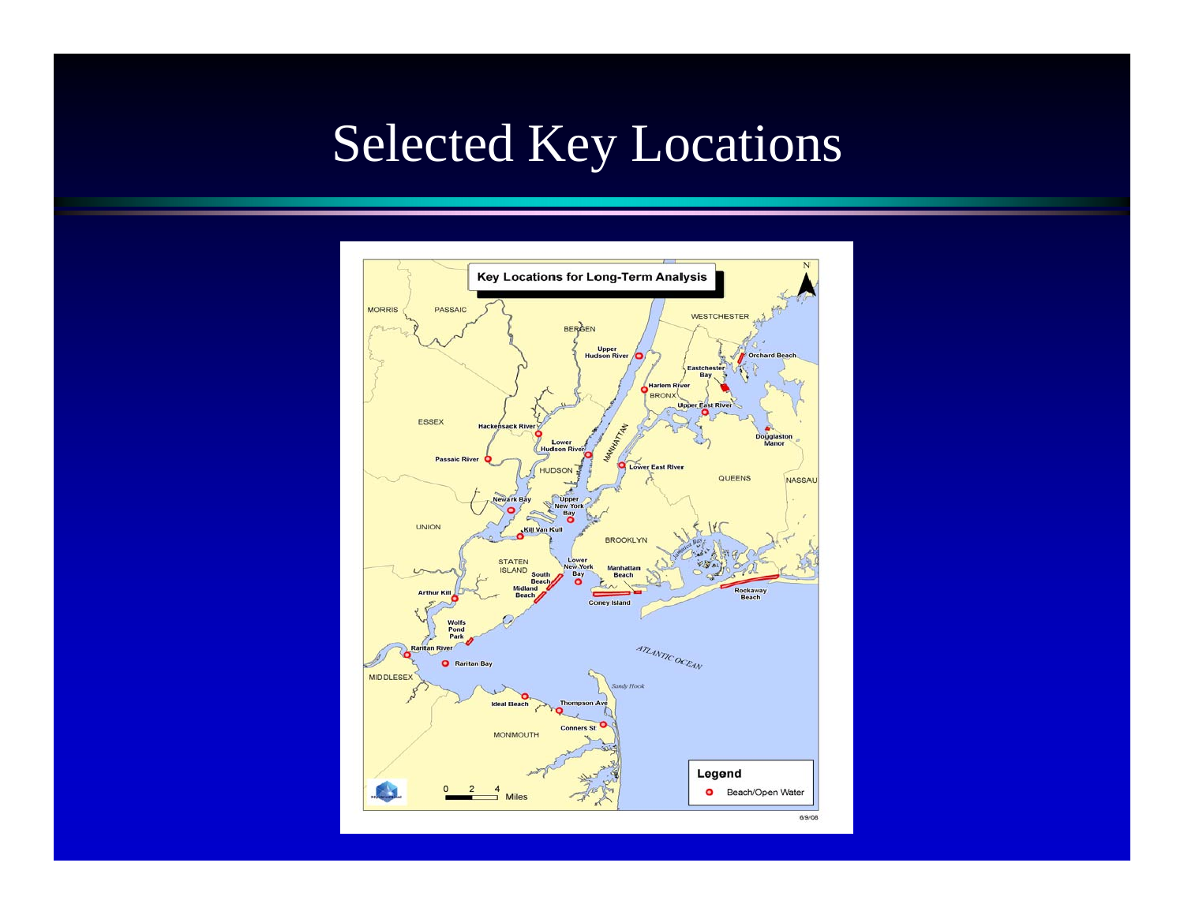# Selected Key Locations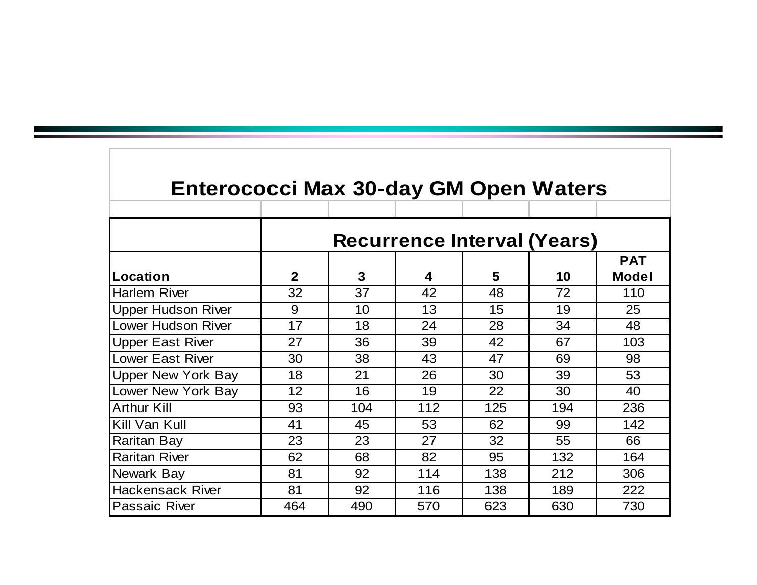## Enterococci Max 30-day GM Open Waters

| | Recurrence Interval (Years) | | | | | |
|---|---|---|---|---|---|---|
| **Location** | **2** | **3** | **4** | **5** | **10** | **PAT Model** |
| Harlem River | 32 | 37 | 42 | 48 | 72 | 110 |
| Upper Hudson River | 9 | 10 | 13 | 15 | 19 | 25 |
| Lower Hudson River | 17 | 18 | 24 | 28 | 34 | 48 |
| Upper East River | 27 | 36 | 39 | 42 | 67 | 103 |
| Lower East River | 30 | 38 | 43 | 47 | 69 | 98 |
| Upper New York Bay | 18 | 21 | 26 | 30 | 39 | 53 |
| Lower New York Bay | 12 | 16 | 19 | 22 | 30 | 40 |
| Arthur Kill | 93 | 104 | 112 | 125 | 194 | 236 |
| Kill Van Kull | 41 | 45 | 53 | 62 | 99 | 142 |
| Raritan Bay | 23 | 23 | 27 | 32 | 55 | 66 |
| Raritan River | 62 | 68 | 82 | 95 | 132 | 164 |
| Newark Bay | 81 | 92 | 114 | 138 | 212 | 306 |
| Hackensack River | 81 | 92 | 116 | 138 | 189 | 222 |
| Passaic River | 464 | 490 | 570 | 623 | 630 | 730 |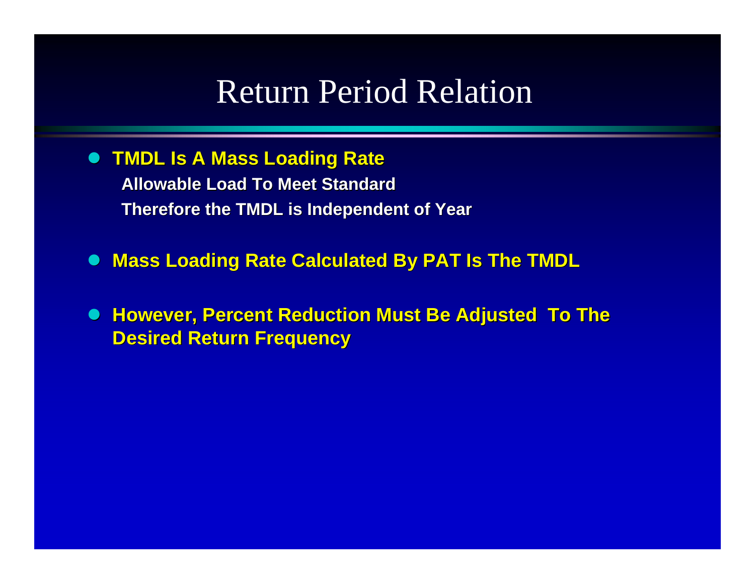# Return Period Relation

- **TMDL Is A Mass Loading Rate**
  - **Allowable Load To Meet Standard**
  - **Therefore the TMDL is Independent of Year**
- **Mass Loading Rate Calculated By PAT Is The TMDL**
- **However, Percent Reduction Must Be Adjusted To The Desired Return Frequency**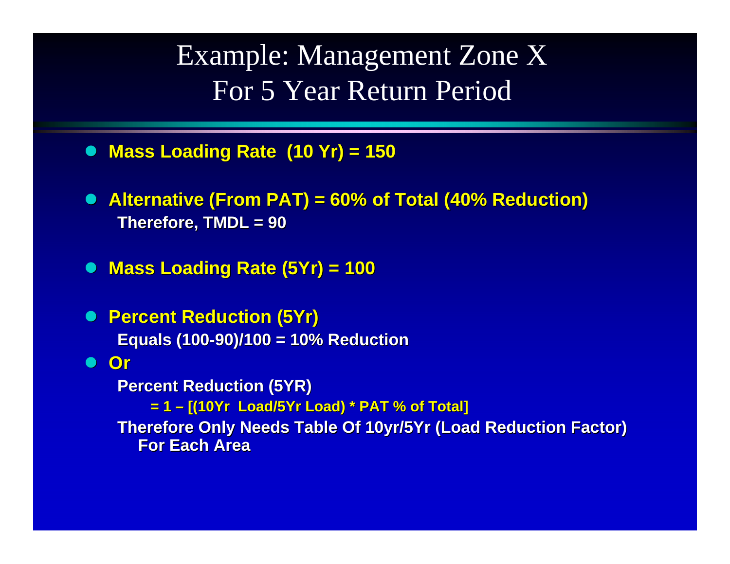# Example: Management Zone X
## For 5 Year Return Period

- **Mass Loading Rate (10 Yr) = 150**

- **Alternative (From PAT) = 60% of Total (40% Reduction)**
  **Therefore, TMDL = 90**

- **Mass Loading Rate (5Yr) = 100**

- **Percent Reduction (5Yr)**
  **Equals (100-90)/100 = 10% Reduction**

- **Or**
  **Percent Reduction (5YR)**
  **= 1 – [(10Yr Load/5Yr Load) * PAT % of Total]**
  **Therefore Only Needs Table Of 10yr/5Yr (Load Reduction Factor) For Each Area**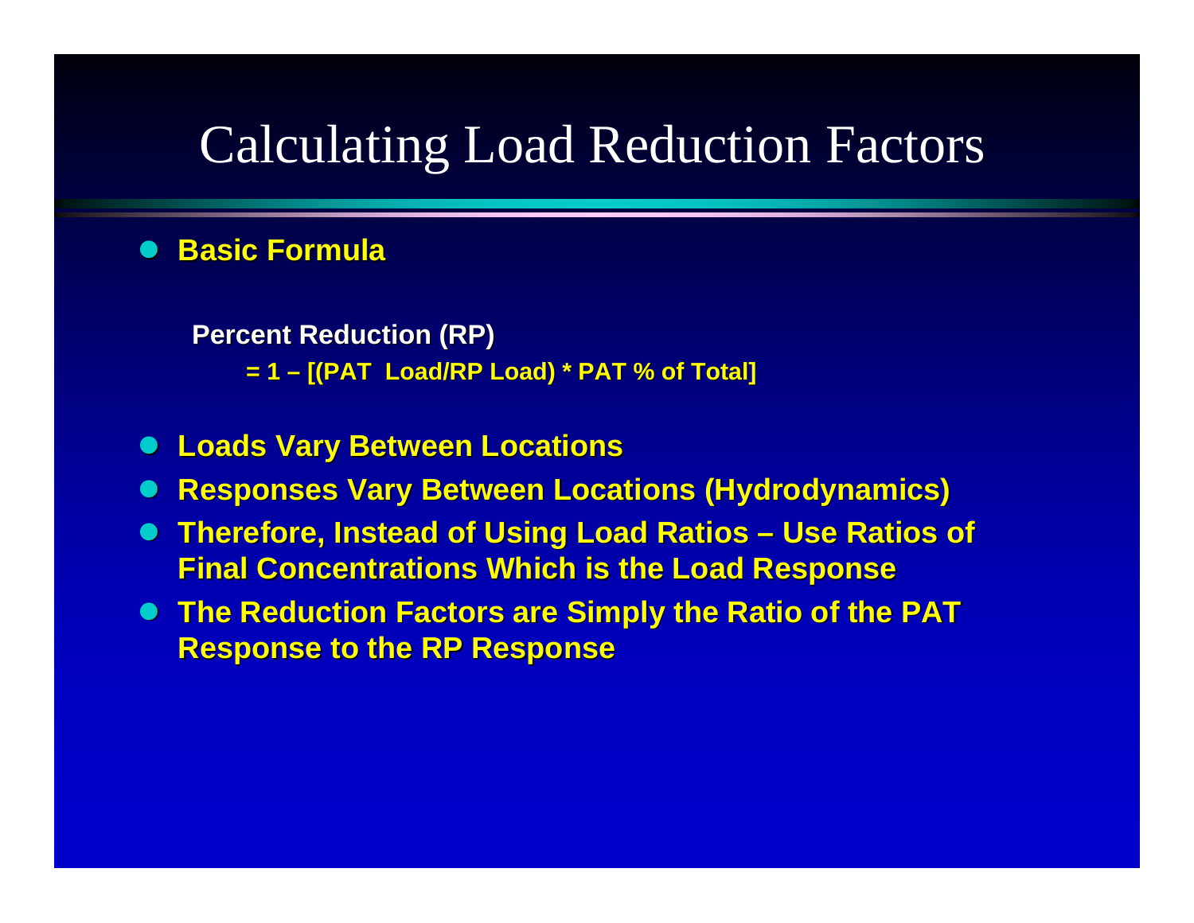# Calculating Load Reduction Factors

- **Basic Formula**

  **Percent Reduction (RP)**

  **= 1 – [(PAT  Load/RP Load) * PAT % of Total]**

- **Loads Vary Between Locations**
- **Responses Vary Between Locations (Hydrodynamics)**
- **Therefore, Instead of Using Load Ratios – Use Ratios of Final Concentrations Which is the Load Response**
- **The Reduction Factors are Simply the Ratio of the PAT Response to the RP Response**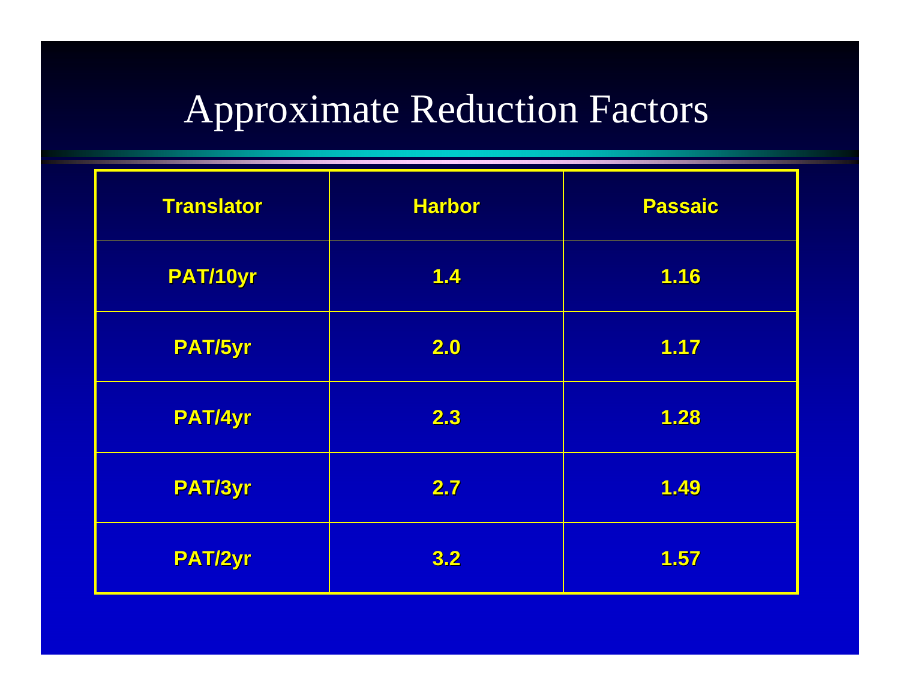# Approximate Reduction Factors

| Translator | Harbor | Passaic |
|---|---|---|
| PAT/10yr | 1.4 | 1.16 |
| PAT/5yr | 2.0 | 1.17 |
| PAT/4yr | 2.3 | 1.28 |
| PAT/3yr | 2.7 | 1.49 |
| PAT/2yr | 3.2 | 1.57 |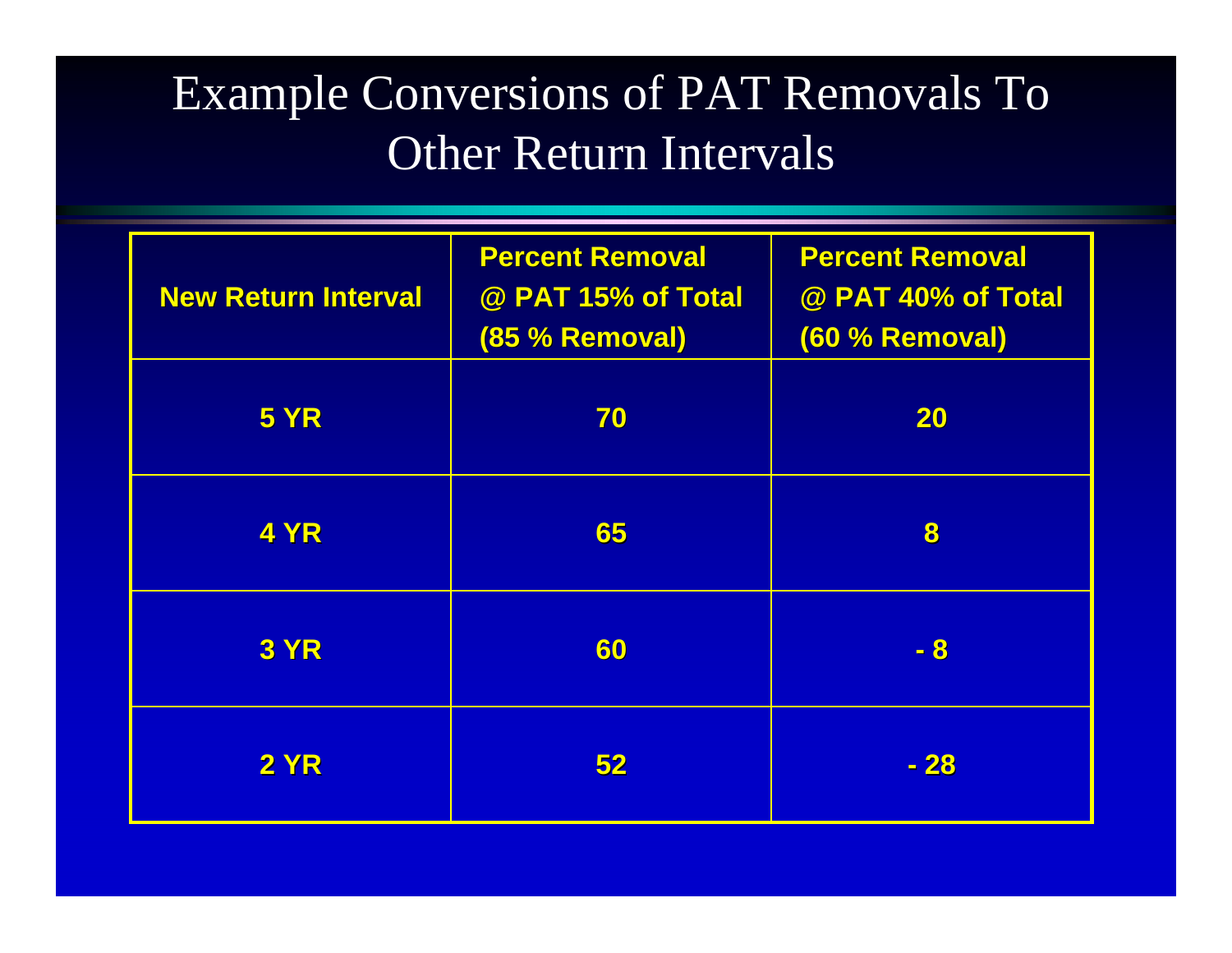# Example Conversions of PAT Removals To Other Return Intervals

| New Return Interval | Percent Removal @ PAT 15% of Total (85 % Removal) | Percent Removal @ PAT 40% of Total (60 % Removal) |
|---|---|---|
| 5 YR | 70 | 20 |
| 4 YR | 65 | 8 |
| 3 YR | 60 | - 8 |
| 2 YR | 52 | - 28 |